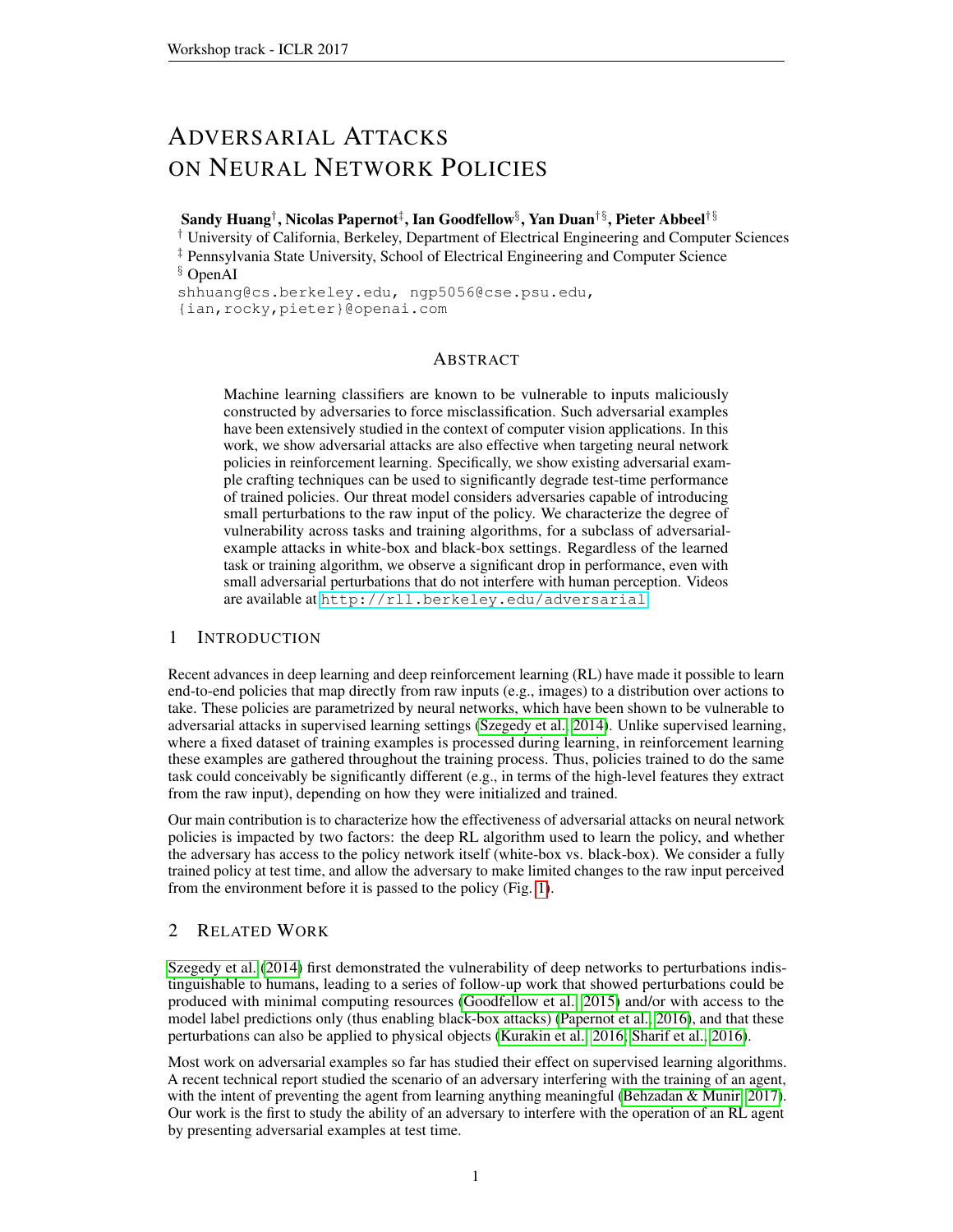# ADVERSARIAL ATTACKS ON NEURAL NETWORK POLICIES

**Sandy Huang**[†]**, Nicolas Papernot**[‡]**, Ian Goodfellow**[§]**, Yan Duan**[†§]**, Pieter Abbeel**[†§]

[†] University of California, Berkeley, Department of Electrical Engineering and Computer Sciences
[‡] Pennsylvania State University, School of Electrical Engineering and Computer Science
[§] OpenAI

shhuang@cs.berkeley.edu, ngp5056@cse.psu.edu,
{ian,rocky,pieter}@openai.com

## ABSTRACT

Machine learning classifiers are known to be vulnerable to inputs maliciously constructed by adversaries to force misclassification. Such adversarial examples have been extensively studied in the context of computer vision applications. In this work, we show adversarial attacks are also effective when targeting neural network policies in reinforcement learning. Specifically, we show existing adversarial example crafting techniques can be used to significantly degrade test-time performance of trained policies. Our threat model considers adversaries capable of introducing small perturbations to the raw input of the policy. We characterize the degree of vulnerability across tasks and training algorithms, for a subclass of adversarial-example attacks in white-box and black-box settings. Regardless of the learned task or training algorithm, we observe a significant drop in performance, even with small adversarial perturbations that do not interfere with human perception. Videos are available at http://rll.berkeley.edu/adversarial.

## 1 INTRODUCTION

Recent advances in deep learning and deep reinforcement learning (RL) have made it possible to learn end-to-end policies that map directly from raw inputs (e.g., images) to a distribution over actions to take. These policies are parametrized by neural networks, which have been shown to be vulnerable to adversarial attacks in supervised learning settings (Szegedy et al., 2014). Unlike supervised learning, where a fixed dataset of training examples is processed during learning, in reinforcement learning these examples are gathered throughout the training process. Thus, policies trained to do the same task could conceivably be significantly different (e.g., in terms of the high-level features they extract from the raw input), depending on how they were initialized and trained.

Our main contribution is to characterize how the effectiveness of adversarial attacks on neural network policies is impacted by two factors: the deep RL algorithm used to learn the policy, and whether the adversary has access to the policy network itself (white-box vs. black-box). We consider a fully trained policy at test time, and allow the adversary to make limited changes to the raw input perceived from the environment before it is passed to the policy (Fig. 1).

## 2 RELATED WORK

Szegedy et al. (2014) first demonstrated the vulnerability of deep networks to perturbations indistinguishable to humans, leading to a series of follow-up work that showed perturbations could be produced with minimal computing resources (Goodfellow et al., 2015) and/or with access to the model label predictions only (thus enabling black-box attacks) (Papernot et al., 2016), and that these perturbations can also be applied to physical objects (Kurakin et al., 2016; Sharif et al., 2016).

Most work on adversarial examples so far has studied their effect on supervised learning algorithms. A recent technical report studied the scenario of an adversary interfering with the training of an agent, with the intent of preventing the agent from learning anything meaningful (Behzadan & Munir, 2017). Our work is the first to study the ability of an adversary to interfere with the operation of an RL agent by presenting adversarial examples at test time.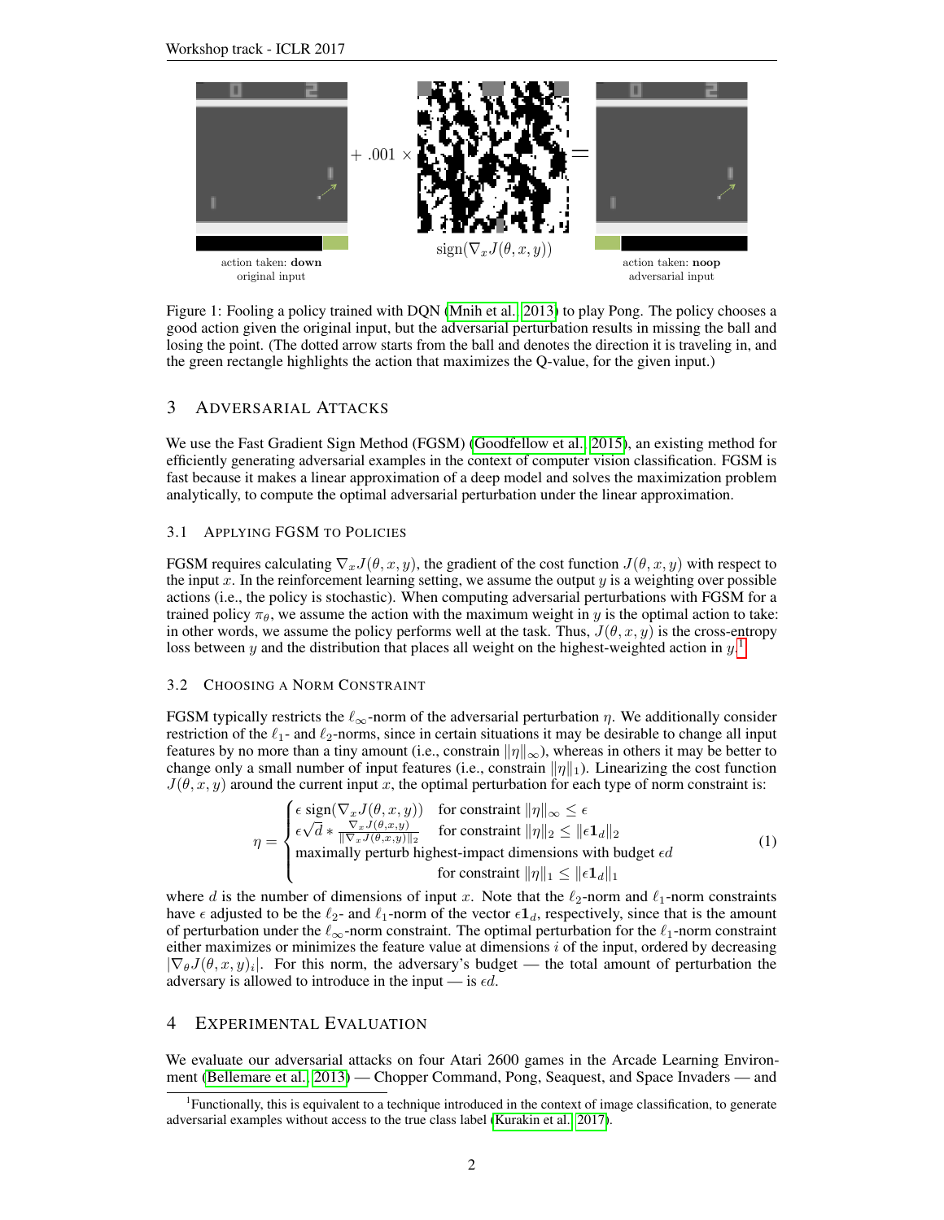action taken: **down**
original input

$+ .001 \times$ $\text{sign}(\nabla_x J(\theta, x, y))$ $=$

action taken: **noop**
adversarial input

Figure 1: Fooling a policy trained with DQN (Mnih et al., 2013) to play Pong. The policy chooses a good action given the original input, but the adversarial perturbation results in missing the ball and losing the point. (The dotted arrow starts from the ball and denotes the direction it is traveling in, and the green rectangle highlights the action that maximizes the Q-value, for the given input.)

## 3 Adversarial Attacks

We use the Fast Gradient Sign Method (FGSM) (Goodfellow et al., 2015), an existing method for efficiently generating adversarial examples in the context of computer vision classification. FGSM is fast because it makes a linear approximation of a deep model and solves the maximization problem analytically, to compute the optimal adversarial perturbation under the linear approximation.

### 3.1 Applying FGSM to Policies

FGSM requires calculating $\nabla_x J(\theta, x, y)$, the gradient of the cost function $J(\theta, x, y)$ with respect to the input $x$. In the reinforcement learning setting, we assume the output $y$ is a weighting over possible actions (i.e., the policy is stochastic). When computing adversarial perturbations with FGSM for a trained policy $\pi_\theta$, we assume the action with the maximum weight in $y$ is the optimal action to take: in other words, we assume the policy performs well at the task. Thus, $J(\theta, x, y)$ is the cross-entropy loss between $y$ and the distribution that places all weight on the highest-weighted action in $y$.[1]

### 3.2 Choosing a Norm Constraint

FGSM typically restricts the $\ell_\infty$-norm of the adversarial perturbation $\eta$. We additionally consider restriction of the $\ell_1$- and $\ell_2$-norms, since in certain situations it may be desirable to change all input features by no more than a tiny amount (i.e., constrain $\|\eta\|_\infty$), whereas in others it may be better to change only a small number of input features (i.e., constrain $\|\eta\|_1$). Linearizing the cost function $J(\theta, x, y)$ around the current input $x$, the optimal perturbation for each type of norm constraint is:

$$\eta = \begin{cases} \epsilon \ \text{sign}(\nabla_x J(\theta, x, y)) & \text{for constraint } \|\eta\|_\infty \leq \epsilon \\ \epsilon\sqrt{d} * \frac{\nabla_x J(\theta, x, y)}{\|\nabla_x J(\theta, x, y)\|_2} & \text{for constraint } \|\eta\|_2 \leq \|\epsilon \mathbf{1}_d\|_2 \\ \text{maximally perturb highest-impact dimensions with budget } \epsilon d & \\ & \text{for constraint } \|\eta\|_1 \leq \|\epsilon \mathbf{1}_d\|_1 \end{cases} \tag{1}$$

where $d$ is the number of dimensions of input $x$. Note that the $\ell_2$-norm and $\ell_1$-norm constraints have $\epsilon$ adjusted to be the $\ell_2$- and $\ell_1$-norm of the vector $\epsilon \mathbf{1}_d$, respectively, since that is the amount of perturbation under the $\ell_\infty$-norm constraint. The optimal perturbation for the $\ell_1$-norm constraint either maximizes or minimizes the feature value at dimensions $i$ of the input, ordered by decreasing $|\nabla_\theta J(\theta, x, y)_i|$. For this norm, the adversary's budget — the total amount of perturbation the adversary is allowed to introduce in the input — is $\epsilon d$.

## 4 Experimental Evaluation

We evaluate our adversarial attacks on four Atari 2600 games in the Arcade Learning Environment (Bellemare et al., 2013) — Chopper Command, Pong, Seaquest, and Space Invaders — and

[1] Functionally, this is equivalent to a technique introduced in the context of image classification, to generate adversarial examples without access to the true class label (Kurakin et al., 2017).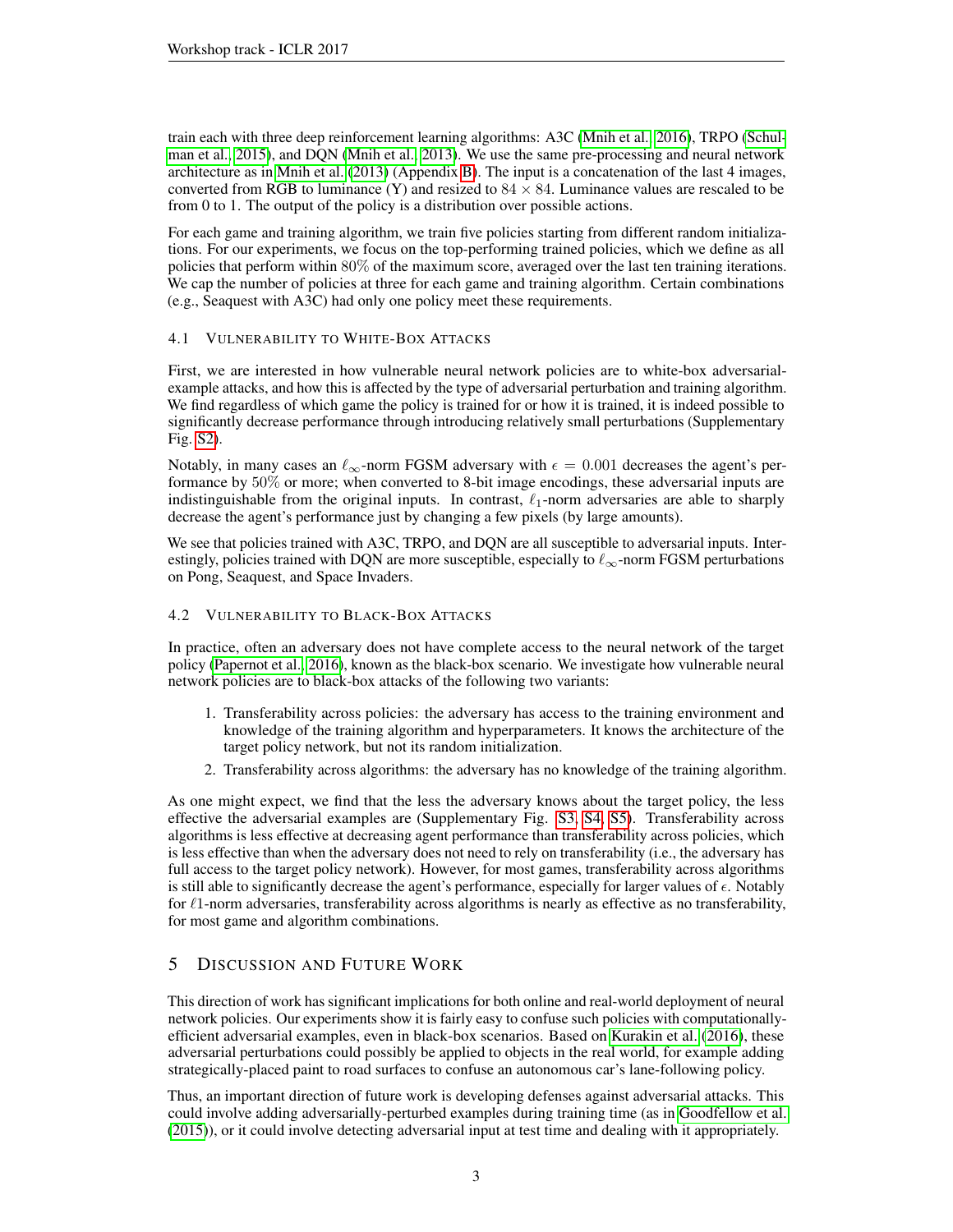train each with three deep reinforcement learning algorithms: A3C (Mnih et al., 2016), TRPO (Schulman et al., 2015), and DQN (Mnih et al., 2013). We use the same pre-processing and neural network architecture as in Mnih et al. (2013) (Appendix B). The input is a concatenation of the last 4 images, converted from RGB to luminance (Y) and resized to $84 \times 84$. Luminance values are rescaled to be from 0 to 1. The output of the policy is a distribution over possible actions.

For each game and training algorithm, we train five policies starting from different random initializations. For our experiments, we focus on the top-performing trained policies, which we define as all policies that perform within $80\%$ of the maximum score, averaged over the last ten training iterations. We cap the number of policies at three for each game and training algorithm. Certain combinations (e.g., Seaquest with A3C) had only one policy meet these requirements.

### 4.1 Vulnerability to White-Box Attacks

First, we are interested in how vulnerable neural network policies are to white-box adversarial-example attacks, and how this is affected by the type of adversarial perturbation and training algorithm. We find regardless of which game the policy is trained for or how it is trained, it is indeed possible to significantly decrease performance through introducing relatively small perturbations (Supplementary Fig. S2).

Notably, in many cases an $\ell_\infty$-norm FGSM adversary with $\epsilon = 0.001$ decreases the agent's performance by $50\%$ or more; when converted to 8-bit image encodings, these adversarial inputs are indistinguishable from the original inputs. In contrast, $\ell_1$-norm adversaries are able to sharply decrease the agent's performance just by changing a few pixels (by large amounts).

We see that policies trained with A3C, TRPO, and DQN are all susceptible to adversarial inputs. Interestingly, policies trained with DQN are more susceptible, especially to $\ell_\infty$-norm FGSM perturbations on Pong, Seaquest, and Space Invaders.

### 4.2 Vulnerability to Black-Box Attacks

In practice, often an adversary does not have complete access to the neural network of the target policy (Papernot et al., 2016), known as the black-box scenario. We investigate how vulnerable neural network policies are to black-box attacks of the following two variants:

1. Transferability across policies: the adversary has access to the training environment and knowledge of the training algorithm and hyperparameters. It knows the architecture of the target policy network, but not its random initialization.
2. Transferability across algorithms: the adversary has no knowledge of the training algorithm.

As one might expect, we find that the less the adversary knows about the target policy, the less effective the adversarial examples are (Supplementary Fig. S3, S4, S5). Transferability across algorithms is less effective at decreasing agent performance than transferability across policies, which is less effective than when the adversary does not need to rely on transferability (i.e., the adversary has full access to the target policy network). However, for most games, transferability across algorithms is still able to significantly decrease the agent's performance, especially for larger values of $\epsilon$. Notably for $\ell 1$-norm adversaries, transferability across algorithms is nearly as effective as no transferability, for most game and algorithm combinations.

## 5 Discussion and Future Work

This direction of work has significant implications for both online and real-world deployment of neural network policies. Our experiments show it is fairly easy to confuse such policies with computationally-efficient adversarial examples, even in black-box scenarios. Based on Kurakin et al. (2016), these adversarial perturbations could possibly be applied to objects in the real world, for example adding strategically-placed paint to road surfaces to confuse an autonomous car's lane-following policy.

Thus, an important direction of future work is developing defenses against adversarial attacks. This could involve adding adversarially-perturbed examples during training time (as in Goodfellow et al. (2015)), or it could involve detecting adversarial input at test time and dealing with it appropriately.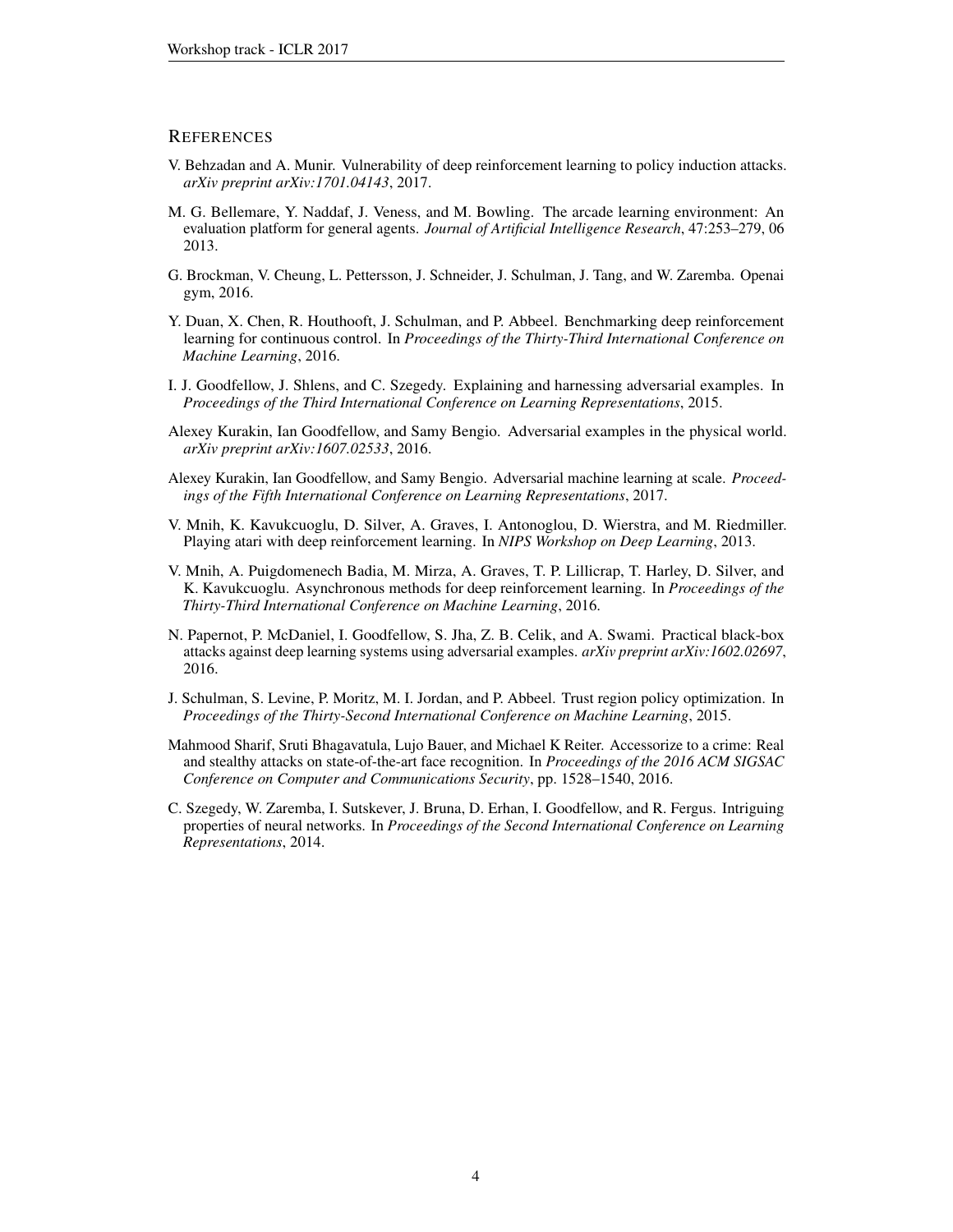## REFERENCES

V. Behzadan and A. Munir. Vulnerability of deep reinforcement learning to policy induction attacks. *arXiv preprint arXiv:1701.04143*, 2017.

M. G. Bellemare, Y. Naddaf, J. Veness, and M. Bowling. The arcade learning environment: An evaluation platform for general agents. *Journal of Artificial Intelligence Research*, 47:253–279, 06 2013.

G. Brockman, V. Cheung, L. Pettersson, J. Schneider, J. Schulman, J. Tang, and W. Zaremba. Openai gym, 2016.

Y. Duan, X. Chen, R. Houthooft, J. Schulman, and P. Abbeel. Benchmarking deep reinforcement learning for continuous control. In *Proceedings of the Thirty-Third International Conference on Machine Learning*, 2016.

I. J. Goodfellow, J. Shlens, and C. Szegedy. Explaining and harnessing adversarial examples. In *Proceedings of the Third International Conference on Learning Representations*, 2015.

Alexey Kurakin, Ian Goodfellow, and Samy Bengio. Adversarial examples in the physical world. *arXiv preprint arXiv:1607.02533*, 2016.

Alexey Kurakin, Ian Goodfellow, and Samy Bengio. Adversarial machine learning at scale. *Proceedings of the Fifth International Conference on Learning Representations*, 2017.

V. Mnih, K. Kavukcuoglu, D. Silver, A. Graves, I. Antonoglou, D. Wierstra, and M. Riedmiller. Playing atari with deep reinforcement learning. In *NIPS Workshop on Deep Learning*, 2013.

V. Mnih, A. Puigdomenech Badia, M. Mirza, A. Graves, T. P. Lillicrap, T. Harley, D. Silver, and K. Kavukcuoglu. Asynchronous methods for deep reinforcement learning. In *Proceedings of the Thirty-Third International Conference on Machine Learning*, 2016.

N. Papernot, P. McDaniel, I. Goodfellow, S. Jha, Z. B. Celik, and A. Swami. Practical black-box attacks against deep learning systems using adversarial examples. *arXiv preprint arXiv:1602.02697*, 2016.

J. Schulman, S. Levine, P. Moritz, M. I. Jordan, and P. Abbeel. Trust region policy optimization. In *Proceedings of the Thirty-Second International Conference on Machine Learning*, 2015.

Mahmood Sharif, Sruti Bhagavatula, Lujo Bauer, and Michael K Reiter. Accessorize to a crime: Real and stealthy attacks on state-of-the-art face recognition. In *Proceedings of the 2016 ACM SIGSAC Conference on Computer and Communications Security*, pp. 1528–1540, 2016.

C. Szegedy, W. Zaremba, I. Sutskever, J. Bruna, D. Erhan, I. Goodfellow, and R. Fergus. Intriguing properties of neural networks. In *Proceedings of the Second International Conference on Learning Representations*, 2014.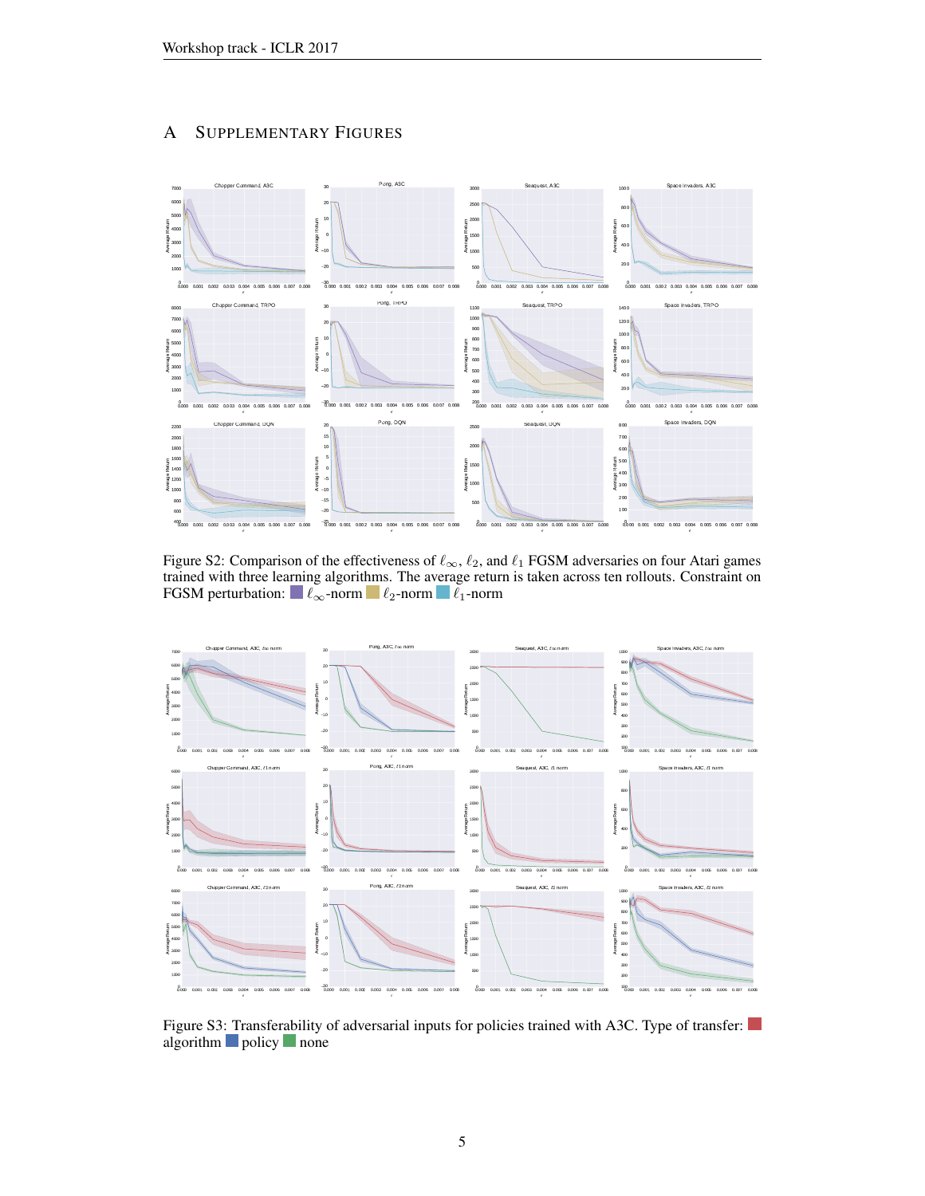# A Supplementary Figures

Figure S2: Comparison of the effectiveness of $\ell_\infty$, $\ell_2$, and $\ell_1$ FGSM adversaries on four Atari games trained with three learning algorithms. The average return is taken across ten rollouts. Constraint on FGSM perturbation: $\ell_\infty$-norm $\ell_2$-norm $\ell_1$-norm

Figure S3: Transferability of adversarial inputs for policies trained with A3C. Type of transfer: algorithm policy none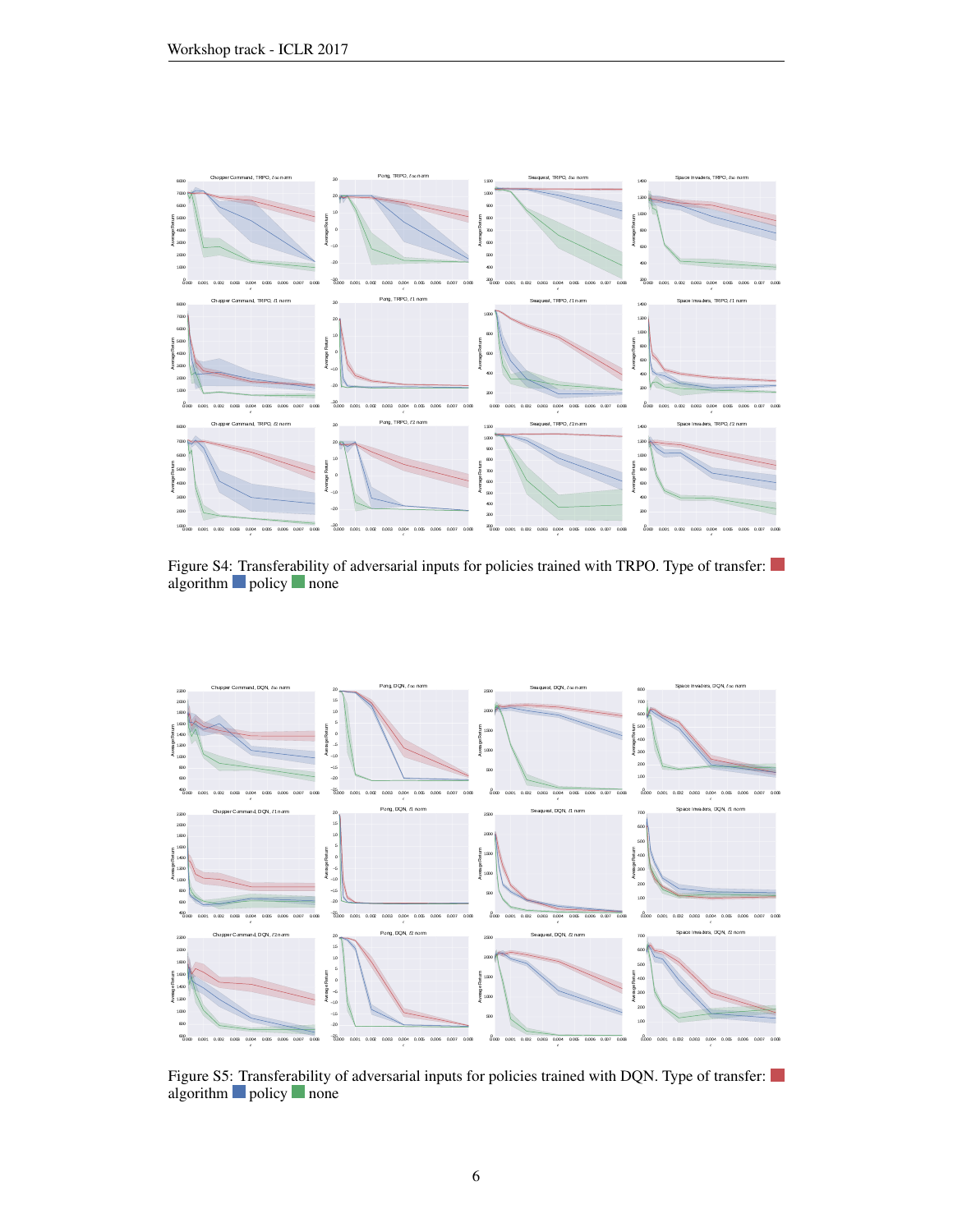Figure S4: Transferability of adversarial inputs for policies trained with TRPO. Type of transfer: ■ algorithm ■ policy ■ none

Figure S5: Transferability of adversarial inputs for policies trained with DQN. Type of transfer: ■ algorithm ■ policy ■ none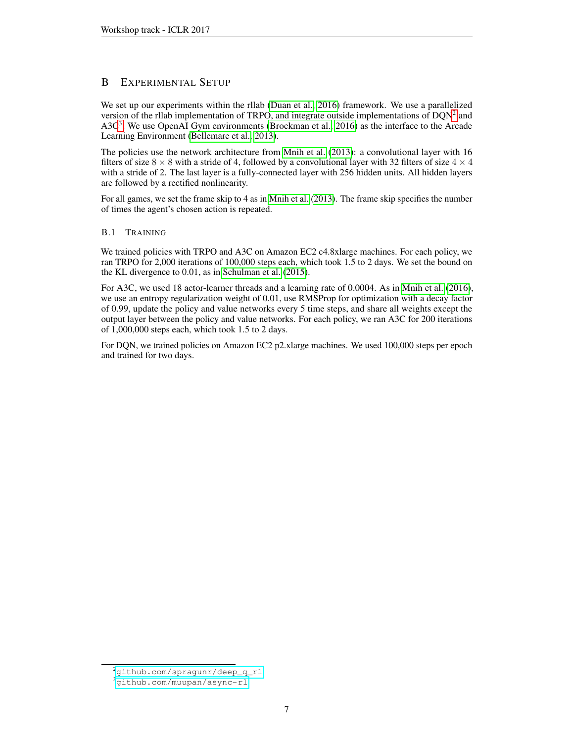## B EXPERIMENTAL SETUP

We set up our experiments within the rllab (Duan et al., 2016) framework. We use a parallelized version of the rllab implementation of TRPO, and integrate outside implementations of DQN[2] and A3C[3]. We use OpenAI Gym environments (Brockman et al., 2016) as the interface to the Arcade Learning Environment (Bellemare et al., 2013).

The policies use the network architecture from Mnih et al. (2013): a convolutional layer with 16 filters of size $8 \times 8$ with a stride of 4, followed by a convolutional layer with 32 filters of size $4 \times 4$ with a stride of 2. The last layer is a fully-connected layer with 256 hidden units. All hidden layers are followed by a rectified nonlinearity.

For all games, we set the frame skip to 4 as in Mnih et al. (2013). The frame skip specifies the number of times the agent's chosen action is repeated.

### B.1 TRAINING

We trained policies with TRPO and A3C on Amazon EC2 c4.8xlarge machines. For each policy, we ran TRPO for 2,000 iterations of 100,000 steps each, which took 1.5 to 2 days. We set the bound on the KL divergence to 0.01, as in Schulman et al. (2015).

For A3C, we used 18 actor-learner threads and a learning rate of 0.0004. As in Mnih et al. (2016), we use an entropy regularization weight of 0.01, use RMSProp for optimization with a decay factor of 0.99, update the policy and value networks every 5 time steps, and share all weights except the output layer between the policy and value networks. For each policy, we ran A3C for 200 iterations of 1,000,000 steps each, which took 1.5 to 2 days.

For DQN, we trained policies on Amazon EC2 p2.xlarge machines. We used 100,000 steps per epoch and trained for two days.

---

[2] github.com/spragunr/deep_q_rl

[3] github.com/muupan/async-rl